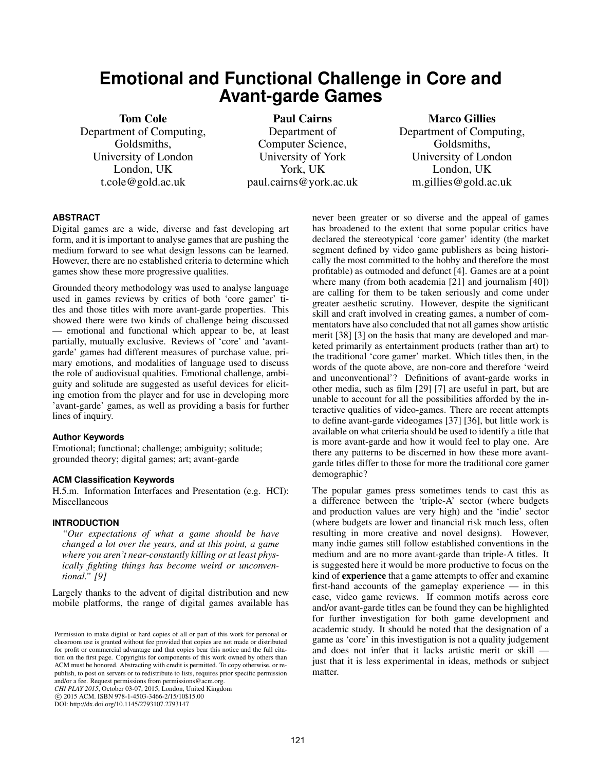// Emotional and Functional Challenge in Core and Avant-garde Games

**Tom Cole**
Department of Computing, Goldsmiths, University of London
London, UK
t.cole@gold.ac.uk

**Paul Cairns**
Department of Computer Science, University of York
York, UK
paul.cairns@york.ac.uk

**Marco Gillies**
Department of Computing, Goldsmiths, University of London
London, UK
m.gillies@gold.ac.uk

## ABSTRACT

Digital games are a wide, diverse and fast developing art form, and it is important to analyse games that are pushing the medium forward to see what design lessons can be learned. However, there are no established criteria to determine which games show these more progressive qualities.

Grounded theory methodology was used to analyse language used in games reviews by critics of both 'core gamer' titles and those titles with more avant-garde properties. This showed there were two kinds of challenge being discussed — emotional and functional which appear to be, at least partially, mutually exclusive. Reviews of 'core' and 'avant-garde' games had different measures of purchase value, primary emotions, and modalities of language used to discuss the role of audiovisual qualities. Emotional challenge, ambiguity and solitude are suggested as useful devices for eliciting emotion from the player and for use in developing more 'avant-garde' games, as well as providing a basis for further lines of inquiry.

### Author Keywords

Emotional; functional; challenge; ambiguity; solitude; grounded theory; digital games; art; avant-garde

### ACM Classification Keywords

H.5.m. Information Interfaces and Presentation (e.g. HCI): Miscellaneous

## INTRODUCTION

*"Our expectations of what a game should be have changed a lot over the years, and at this point, a game where you aren't near-constantly killing or at least physically fighting things has become weird or unconventional." [9]*

Largely thanks to the advent of digital distribution and new mobile platforms, the range of digital games available has never been greater or so diverse and the appeal of games has broadened to the extent that some popular critics have declared the stereotypical 'core gamer' identity (the market segment defined by video game publishers as being historically the most committed to the hobby and therefore the most profitable) as outmoded and defunct [4]. Games are at a point where many (from both academia [21] and journalism [40]) are calling for them to be taken seriously and come under greater aesthetic scrutiny. However, despite the significant skill and craft involved in creating games, a number of commentators have also concluded that not all games show artistic merit [38] [3] on the basis that many are developed and marketed primarily as entertainment products (rather than art) to the traditional 'core gamer' market. Which titles then, in the words of the quote above, are non-core and therefore 'weird and unconventional'? Definitions of avant-garde works in other media, such as film [29] [7] are useful in part, but are unable to account for all the possibilities afforded by the interactive qualities of video-games. There are recent attempts to define avant-garde videogames [37] [36], but little work is available on what criteria should be used to identify a title that is more avant-garde and how it would feel to play one. Are there any patterns to be discerned in how these more avant-garde titles differ to those for more the traditional core gamer demographic?

The popular games press sometimes tends to cast this as a difference between the 'triple-A' sector (where budgets and production values are very high) and the 'indie' sector (where budgets are lower and financial risk much less, often resulting in more creative and novel designs). However, many indie games still follow established conventions in the medium and are no more avant-garde than triple-A titles. It is suggested here it would be more productive to focus on the kind of **experience** that a game attempts to offer and examine first-hand accounts of the gameplay experience — in this case, video game reviews. If common motifs across core and/or avant-garde titles can be found they can be highlighted for further investigation for both game development and academic study. It should be noted that the designation of a game as 'core' in this investigation is not a quality judgement and does not infer that it lacks artistic merit or skill — just that it is less experimental in ideas, methods or subject matter.

Permission to make digital or hard copies of all or part of this work for personal or classroom use is granted without fee provided that copies are not made or distributed for profit or commercial advantage and that copies bear this notice and the full citation on the first page. Copyrights for components of this work owned by others than ACM must be honored. Abstracting with credit is permitted. To copy otherwise, or republish, to post on servers or to redistribute to lists, requires prior specific permission and/or a fee. Request permissions from permissions@acm.org.
*CHI PLAY 2015*, October 03-07, 2015, London, United Kingdom
© 2015 ACM. ISBN 978-1-4503-3466-2/15/10$15.00
DOI: http://dx.doi.org/10.1145/2793107.2793147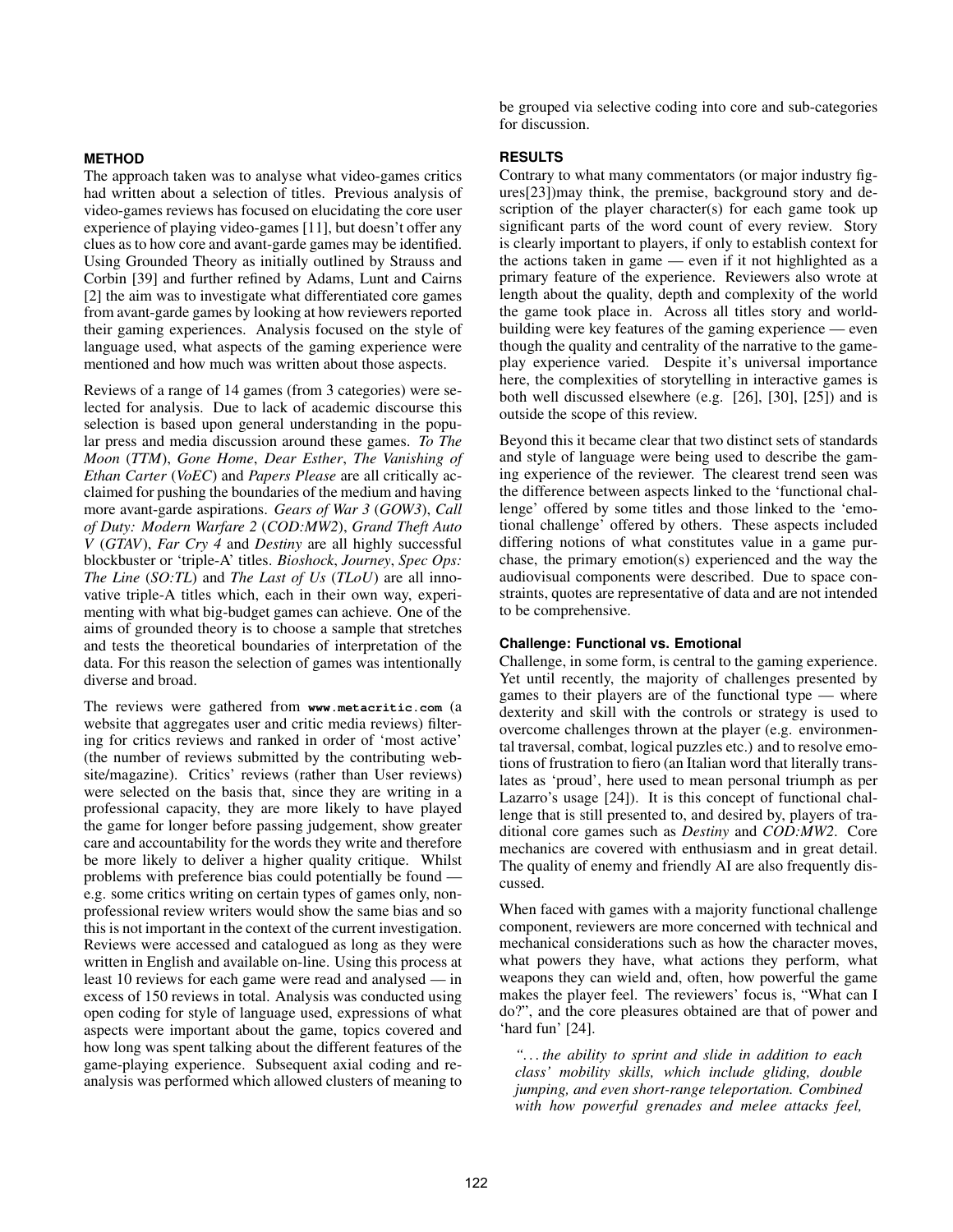## METHOD

The approach taken was to analyse what video-games critics had written about a selection of titles. Previous analysis of video-games reviews has focused on elucidating the core user experience of playing video-games [11], but doesn't offer any clues as to how core and avant-garde games may be identified. Using Grounded Theory as initially outlined by Strauss and Corbin [39] and further refined by Adams, Lunt and Cairns [2] the aim was to investigate what differentiated core games from avant-garde games by looking at how reviewers reported their gaming experiences. Analysis focused on the style of language used, what aspects of the gaming experience were mentioned and how much was written about those aspects.

Reviews of a range of 14 games (from 3 categories) were selected for analysis. Due to lack of academic discourse this selection is based upon general understanding in the popular press and media discussion around these games. *To The Moon* (*TTM*), *Gone Home*, *Dear Esther*, *The Vanishing of Ethan Carter* (*VoEC*) and *Papers Please* are all critically acclaimed for pushing the boundaries of the medium and having more avant-garde aspirations. *Gears of War 3* (*GOW3*), *Call of Duty: Modern Warfare 2* (*COD:MW2*), *Grand Theft Auto V* (*GTAV*), *Far Cry 4* and *Destiny* are all highly successful blockbuster or 'triple-A' titles. *Bioshock*, *Journey*, *Spec Ops: The Line* (*SO:TL*) and *The Last of Us* (*TLoU*) are all innovative triple-A titles which, each in their own way, experimenting with what big-budget games can achieve. One of the aims of grounded theory is to choose a sample that stretches and tests the theoretical boundaries of interpretation of the data. For this reason the selection of games was intentionally diverse and broad.

The reviews were gathered from **www.metacritic.com** (a website that aggregates user and critic media reviews) filtering for critics reviews and ranked in order of 'most active' (the number of reviews submitted by the contributing website/magazine). Critics' reviews (rather than User reviews) were selected on the basis that, since they are writing in a professional capacity, they are more likely to have played the game for longer before passing judgement, show greater care and accountability for the words they write and therefore be more likely to deliver a higher quality critique. Whilst problems with preference bias could potentially be found — e.g. some critics writing on certain types of games only, non-professional review writers would show the same bias and so this is not important in the context of the current investigation. Reviews were accessed and catalogued as long as they were written in English and available on-line. Using this process at least 10 reviews for each game were read and analysed — in excess of 150 reviews in total. Analysis was conducted using open coding for style of language used, expressions of what aspects were important about the game, topics covered and how long was spent talking about the different features of the game-playing experience. Subsequent axial coding and re-analysis was performed which allowed clusters of meaning to be grouped via selective coding into core and sub-categories for discussion.

## RESULTS

Contrary to what many commentators (or major industry figures[23])may think, the premise, background story and description of the player character(s) for each game took up significant parts of the word count of every review. Story is clearly important to players, if only to establish context for the actions taken in game — even if it not highlighted as a primary feature of the experience. Reviewers also wrote at length about the quality, depth and complexity of the world the game took place in. Across all titles story and world-building were key features of the gaming experience — even though the quality and centrality of the narrative to the game-play experience varied. Despite it's universal importance here, the complexities of storytelling in interactive games is both well discussed elsewhere (e.g. [26], [30], [25]) and is outside the scope of this review.

Beyond this it became clear that two distinct sets of standards and style of language were being used to describe the gaming experience of the reviewer. The clearest trend seen was the difference between aspects linked to the 'functional challenge' offered by some titles and those linked to the 'emotional challenge' offered by others. These aspects included differing notions of what constitutes value in a game purchase, the primary emotion(s) experienced and the way the audiovisual components were described. Due to space constraints, quotes are representative of data and are not intended to be comprehensive.

### Challenge: Functional vs. Emotional

Challenge, in some form, is central to the gaming experience. Yet until recently, the majority of challenges presented by games to their players are of the functional type — where dexterity and skill with the controls or strategy is used to overcome challenges thrown at the player (e.g. environmental traversal, combat, logical puzzles etc.) and to resolve emotions of frustration to fiero (an Italian word that literally translates as 'proud', here used to mean personal triumph as per Lazarro's usage [24]). It is this concept of functional challenge that is still presented to, and desired by, players of traditional core games such as *Destiny* and *COD:MW2*. Core mechanics are covered with enthusiasm and in great detail. The quality of enemy and friendly AI are also frequently discussed.

When faced with games with a majority functional challenge component, reviewers are more concerned with technical and mechanical considerations such as how the character moves, what powers they have, what actions they perform, what weapons they can wield and, often, how powerful the game makes the player feel. The reviewers' focus is, "What can I do?", and the core pleasures obtained are that of power and 'hard fun' [24].

> *"... the ability to sprint and slide in addition to each class' mobility skills, which include gliding, double jumping, and even short-range teleportation. Combined with how powerful grenades and melee attacks feel,*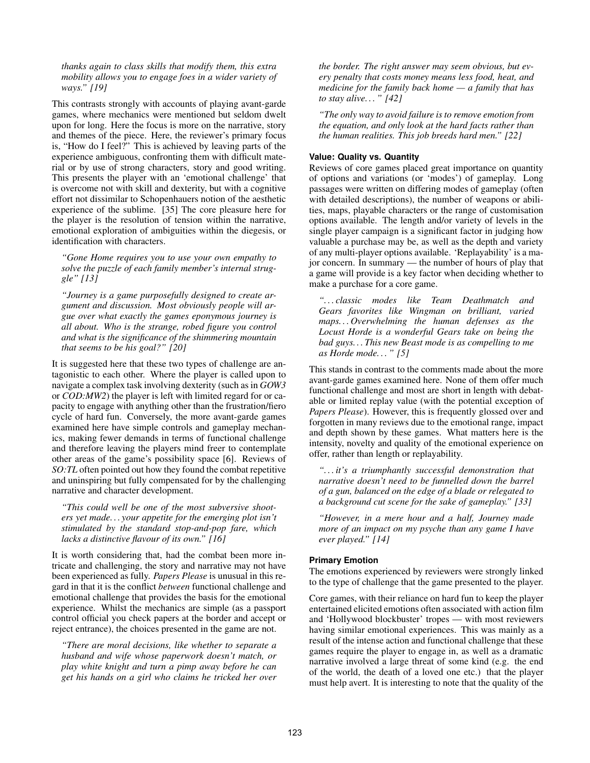*thanks again to class skills that modify them, this extra mobility allows you to engage foes in a wider variety of ways." [19]*

This contrasts strongly with accounts of playing avant-garde games, where mechanics were mentioned but seldom dwelt upon for long. Here the focus is more on the narrative, story and themes of the piece. Here, the reviewer's primary focus is, "How do I feel?" This is achieved by leaving parts of the experience ambiguous, confronting them with difficult material or by use of strong characters, story and good writing. This presents the player with an 'emotional challenge' that is overcome not with skill and dexterity, but with a cognitive effort not dissimilar to Schopenhauers notion of the aesthetic experience of the sublime. [35] The core pleasure here for the player is the resolution of tension within the narrative, emotional exploration of ambiguities within the diegesis, or identification with characters.

*"Gone Home requires you to use your own empathy to solve the puzzle of each family member's internal struggle" [13]*

*"Journey is a game purposefully designed to create argument and discussion. Most obviously people will argue over what exactly the games eponymous journey is all about. Who is the strange, robed figure you control and what is the significance of the shimmering mountain that seems to be his goal?" [20]*

It is suggested here that these two types of challenge are antagonistic to each other. Where the player is called upon to navigate a complex task involving dexterity (such as in *GOW3* or *COD:MW2*) the player is left with limited regard for or capacity to engage with anything other than the frustration/fiero cycle of hard fun. Conversely, the more avant-garde games examined here have simple controls and gameplay mechanics, making fewer demands in terms of functional challenge and therefore leaving the players mind freer to contemplate other areas of the game's possibility space [6]. Reviews of *SO:TL* often pointed out how they found the combat repetitive and uninspiring but fully compensated for by the challenging narrative and character development.

*"This could well be one of the most subversive shooters yet made... your appetite for the emerging plot isn't stimulated by the standard stop-and-pop fare, which lacks a distinctive flavour of its own." [16]*

It is worth considering that, had the combat been more intricate and challenging, the story and narrative may not have been experienced as fully. *Papers Please* is unusual in this regard in that it is the conflict *between* functional challenge and emotional challenge that provides the basis for the emotional experience. Whilst the mechanics are simple (as a passport control official you check papers at the border and accept or reject entrance), the choices presented in the game are not.

*"There are moral decisions, like whether to separate a husband and wife whose paperwork doesn't match, or play white knight and turn a pimp away before he can get his hands on a girl who claims he tricked her over the border. The right answer may seem obvious, but every penalty that costs money means less food, heat, and medicine for the family back home — a family that has to stay alive..." [42]*

*"The only way to avoid failure is to remove emotion from the equation, and only look at the hard facts rather than the human realities. This job breeds hard men." [22]*

#### Value: Quality vs. Quantity

Reviews of core games placed great importance on quantity of options and variations (or 'modes') of gameplay. Long passages were written on differing modes of gameplay (often with detailed descriptions), the number of weapons or abilities, maps, playable characters or the range of customisation options available. The length and/or variety of levels in the single player campaign is a significant factor in judging how valuable a purchase may be, as well as the depth and variety of any multi-player options available. 'Replayability' is a major concern. In summary — the number of hours of play that a game will provide is a key factor when deciding whether to make a purchase for a core game.

*"...classic modes like Team Deathmatch and Gears favorites like Wingman on brilliant, varied maps... Overwhelming the human defenses as the Locust Horde is a wonderful Gears take on being the bad guys... This new Beast mode is as compelling to me as Horde mode..." [5]*

This stands in contrast to the comments made about the more avant-garde games examined here. None of them offer much functional challenge and most are short in length with debatable or limited replay value (with the potential exception of *Papers Please*). However, this is frequently glossed over and forgotten in many reviews due to the emotional range, impact and depth shown by these games. What matters here is the intensity, novelty and quality of the emotional experience on offer, rather than length or replayability.

*"...it's a triumphantly successful demonstration that narrative doesn't need to be funnelled down the barrel of a gun, balanced on the edge of a blade or relegated to a background cut scene for the sake of gameplay." [33]*

*"However, in a mere hour and a half, Journey made more of an impact on my psyche than any game I have ever played." [14]*

#### Primary Emotion

The emotions experienced by reviewers were strongly linked to the type of challenge that the game presented to the player.

Core games, with their reliance on hard fun to keep the player entertained elicited emotions often associated with action film and 'Hollywood blockbuster' tropes — with most reviewers having similar emotional experiences. This was mainly as a result of the intense action and functional challenge that these games require the player to engage in, as well as a dramatic narrative involved a large threat of some kind (e.g. the end of the world, the death of a loved one etc.) that the player must help avert. It is interesting to note that the quality of the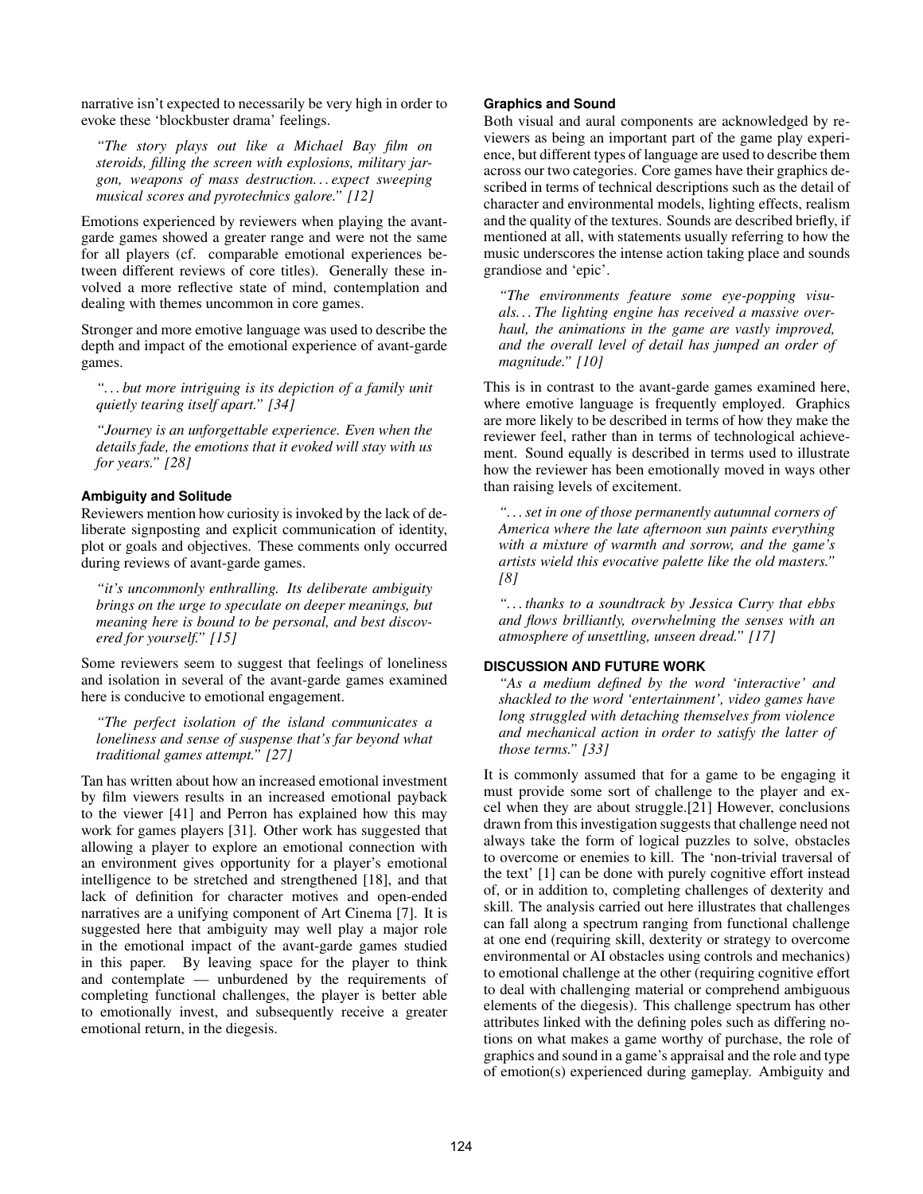narrative isn't expected to necessarily be very high in order to evoke these 'blockbuster drama' feelings.

> *"The story plays out like a Michael Bay film on steroids, filling the screen with explosions, military jargon, weapons of mass destruction... expect sweeping musical scores and pyrotechnics galore." [12]*

Emotions experienced by reviewers when playing the avant-garde games showed a greater range and were not the same for all players (cf. comparable emotional experiences between different reviews of core titles). Generally these involved a more reflective state of mind, contemplation and dealing with themes uncommon in core games.

Stronger and more emotive language was used to describe the depth and impact of the emotional experience of avant-garde games.

> *"... but more intriguing is its depiction of a family unit quietly tearing itself apart." [34]*

> *"Journey is an unforgettable experience. Even when the details fade, the emotions that it evoked will stay with us for years." [28]*

### Ambiguity and Solitude

Reviewers mention how curiosity is invoked by the lack of deliberate signposting and explicit communication of identity, plot or goals and objectives. These comments only occurred during reviews of avant-garde games.

> *"it's uncommonly enthralling. Its deliberate ambiguity brings on the urge to speculate on deeper meanings, but meaning here is bound to be personal, and best discovered for yourself." [15]*

Some reviewers seem to suggest that feelings of loneliness and isolation in several of the avant-garde games examined here is conducive to emotional engagement.

> *"The perfect isolation of the island communicates a loneliness and sense of suspense that's far beyond what traditional games attempt." [27]*

Tan has written about how an increased emotional investment by film viewers results in an increased emotional payback to the viewer [41] and Perron has explained how this may work for games players [31]. Other work has suggested that allowing a player to explore an emotional connection with an environment gives opportunity for a player's emotional intelligence to be stretched and strengthened [18], and that lack of definition for character motives and open-ended narratives are a unifying component of Art Cinema [7]. It is suggested here that ambiguity may well play a major role in the emotional impact of the avant-garde games studied in this paper. By leaving space for the player to think and contemplate — unburdened by the requirements of completing functional challenges, the player is better able to emotionally invest, and subsequently receive a greater emotional return, in the diegesis.

### Graphics and Sound

Both visual and aural components are acknowledged by reviewers as being an important part of the game play experience, but different types of language are used to describe them across our two categories. Core games have their graphics described in terms of technical descriptions such as the detail of character and environmental models, lighting effects, realism and the quality of the textures. Sounds are described briefly, if mentioned at all, with statements usually referring to how the music underscores the intense action taking place and sounds grandiose and 'epic'.

> *"The environments feature some eye-popping visuals... The lighting engine has received a massive overhaul, the animations in the game are vastly improved, and the overall level of detail has jumped an order of magnitude." [10]*

This is in contrast to the avant-garde games examined here, where emotive language is frequently employed. Graphics are more likely to be described in terms of how they make the reviewer feel, rather than in terms of technological achievement. Sound equally is described in terms used to illustrate how the reviewer has been emotionally moved in ways other than raising levels of excitement.

> *"... set in one of those permanently autumnal corners of America where the late afternoon sun paints everything with a mixture of warmth and sorrow, and the game's artists wield this evocative palette like the old masters." [8]*

> *"... thanks to a soundtrack by Jessica Curry that ebbs and flows brilliantly, overwhelming the senses with an atmosphere of unsettling, unseen dread." [17]*

## DISCUSSION AND FUTURE WORK

> *"As a medium defined by the word 'interactive' and shackled to the word 'entertainment', video games have long struggled with detaching themselves from violence and mechanical action in order to satisfy the latter of those terms." [33]*

It is commonly assumed that for a game to be engaging it must provide some sort of challenge to the player and excel when they are about struggle.[21] However, conclusions drawn from this investigation suggests that challenge need not always take the form of logical puzzles to solve, obstacles to overcome or enemies to kill. The 'non-trivial traversal of the text' [1] can be done with purely cognitive effort instead of, or in addition to, completing challenges of dexterity and skill. The analysis carried out here illustrates that challenges can fall along a spectrum ranging from functional challenge at one end (requiring skill, dexterity or strategy to overcome environmental or AI obstacles using controls and mechanics) to emotional challenge at the other (requiring cognitive effort to deal with challenging material or comprehend ambiguous elements of the diegesis). This challenge spectrum has other attributes linked with the defining poles such as differing notions on what makes a game worthy of purchase, the role of graphics and sound in a game's appraisal and the role and type of emotion(s) experienced during gameplay. Ambiguity and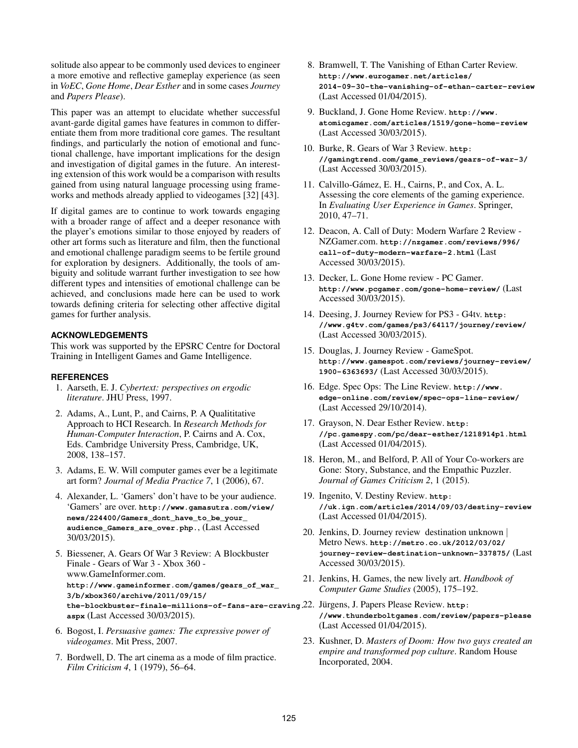solitude also appear to be commonly used devices to engineer a more emotive and reflective gameplay experience (as seen in *VoEC*, *Gone Home*, *Dear Esther* and in some cases *Journey* and *Papers Please*).

This paper was an attempt to elucidate whether successful avant-garde digital games have features in common to differentiate them from more traditional core games. The resultant findings, and particularly the notion of emotional and functional challenge, have important implications for the design and investigation of digital games in the future. An interesting extension of this work would be a comparison with results gained from using natural language processing using frameworks and methods already applied to videogames [32] [43].

If digital games are to continue to work towards engaging with a broader range of affect and a deeper resonance with the player's emotions similar to those enjoyed by readers of other art forms such as literature and film, then the functional and emotional challenge paradigm seems to be fertile ground for exploration by designers. Additionally, the tools of ambiguity and solitude warrant further investigation to see how different types and intensities of emotional challenge can be achieved, and conclusions made here can be used to work towards defining criteria for selecting other affective digital games for further analysis.

## ACKNOWLEDGEMENTS

This work was supported by the EPSRC Centre for Doctoral Training in Intelligent Games and Game Intelligence.

## REFERENCES

1. Aarseth, E. J. *Cybertext: perspectives on ergodic literature*. JHU Press, 1997.
2. Adams, A., Lunt, P., and Cairns, P. A Qualititative Approach to HCI Research. In *Research Methods for Human-Computer Interaction*, P. Cairns and A. Cox, Eds. Cambridge University Press, Cambridge, UK, 2008, 138–157.
3. Adams, E. W. Will computer games ever be a legitimate art form? *Journal of Media Practice 7*, 1 (2006), 67.
4. Alexander, L. 'Gamers' don't have to be your audience. 'Gamers' are over. `http://www.gamasutra.com/view/news/224400/Gamers_dont_have_to_be_your_audience_Gamers_are_over.php.`, (Last Accessed 30/03/2015).
5. Biessener, A. Gears Of War 3 Review: A Blockbuster Finale - Gears of War 3 - Xbox 360 - www.GameInformer.com. `http://www.gameinformer.com/games/gears_of_war_3/b/xbox360/archive/2011/09/15/the-blockbuster-finale-millions-of-fans-are-craving.aspx` (Last Accessed 30/03/2015).
6. Bogost, I. *Persuasive games: The expressive power of videogames*. Mit Press, 2007.
7. Bordwell, D. The art cinema as a mode of film practice. *Film Criticism 4*, 1 (1979), 56–64.
8. Bramwell, T. The Vanishing of Ethan Carter Review. `http://www.eurogamer.net/articles/2014-09-30-the-vanishing-of-ethan-carter-review` (Last Accessed 01/04/2015).
9. Buckland, J. Gone Home Review. `http://www.atomicgamer.com/articles/1519/gone-home-review` (Last Accessed 30/03/2015).
10. Burke, R. Gears of War 3 Review. `http://gamingtrend.com/game_reviews/gears-of-war-3/` (Last Accessed 30/03/2015).
11. Calvillo-Gámez, E. H., Cairns, P., and Cox, A. L. Assessing the core elements of the gaming experience. In *Evaluating User Experience in Games*. Springer, 2010, 47–71.
12. Deacon, A. Call of Duty: Modern Warfare 2 Review - NZGamer.com. `http://nzgamer.com/reviews/996/call-of-duty-modern-warfare-2.html` (Last Accessed 30/03/2015).
13. Decker, L. Gone Home review - PC Gamer. `http://www.pcgamer.com/gone-home-review/` (Last Accessed 30/03/2015).
14. Deesing, J. Journey Review for PS3 - G4tv. `http://www.g4tv.com/games/ps3/64117/journey/review/` (Last Accessed 30/03/2015).
15. Douglas, J. Journey Review - GameSpot. `http://www.gamespot.com/reviews/journey-review/1900-6363693/` (Last Accessed 30/03/2015).
16. Edge. Spec Ops: The Line Review. `http://www.edge-online.com/review/spec-ops-line-review/` (Last Accessed 29/10/2014).
17. Grayson, N. Dear Esther Review. `http://pc.gamespy.com/pc/dear-esther/1218914p1.html` (Last Accessed 01/04/2015).
18. Heron, M., and Belford, P. All of Your Co-workers are Gone: Story, Substance, and the Empathic Puzzler. *Journal of Games Criticism 2*, 1 (2015).
19. Ingenito, V. Destiny Review. `http://uk.ign.com/articles/2014/09/03/destiny-review` (Last Accessed 01/04/2015).
20. Jenkins, D. Journey review destination unknown | Metro News. `http://metro.co.uk/2012/03/02/journey-review-destination-unknown-337875/` (Last Accessed 30/03/2015).
21. Jenkins, H. Games, the new lively art. *Handbook of Computer Game Studies* (2005), 175–192.
22. Jürgens, J. Papers Please Review. `http://www.thunderboltgames.com/review/papers-please` (Last Accessed 01/04/2015).
23. Kushner, D. *Masters of Doom: How two guys created an empire and transformed pop culture*. Random House Incorporated, 2004.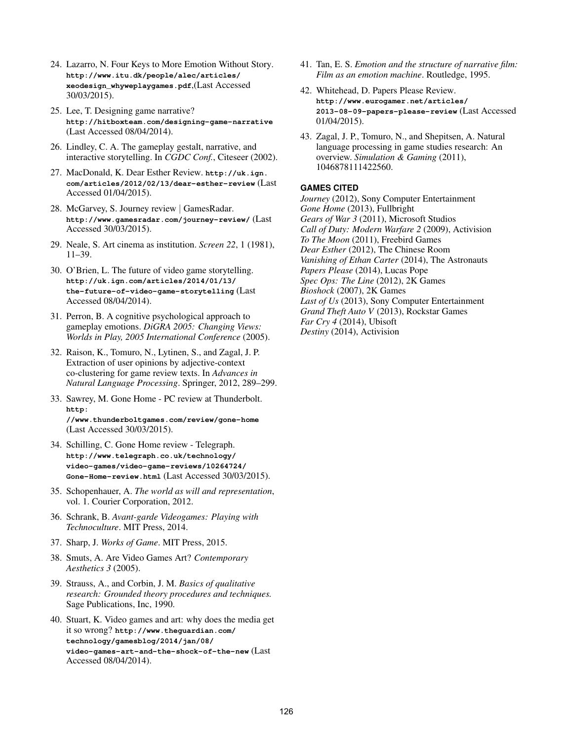24. Lazarro, N. Four Keys to More Emotion Without Story. http://www.itu.dk/people/alec/articles/xeodesign_whyweplaygames.pdf,(Last Accessed 30/03/2015).
25. Lee, T. Designing game narrative? http://hitboxteam.com/designing-game-narrative (Last Accessed 08/04/2014).
26. Lindley, C. A. The gameplay gestalt, narrative, and interactive storytelling. In *CGDC Conf.*, Citeseer (2002).
27. MacDonald, K. Dear Esther Review. http://uk.ign.com/articles/2012/02/13/dear-esther-review (Last Accessed 01/04/2015).
28. McGarvey, S. Journey review | GamesRadar. http://www.gamesradar.com/journey-review/ (Last Accessed 30/03/2015).
29. Neale, S. Art cinema as institution. *Screen 22*, 1 (1981), 11–39.
30. O'Brien, L. The future of video game storytelling. http://uk.ign.com/articles/2014/01/13/the-future-of-video-game-storytelling (Last Accessed 08/04/2014).
31. Perron, B. A cognitive psychological approach to gameplay emotions. *DiGRA 2005: Changing Views: Worlds in Play, 2005 International Conference* (2005).
32. Raison, K., Tomuro, N., Lytinen, S., and Zagal, J. P. Extraction of user opinions by adjective-context co-clustering for game review texts. In *Advances in Natural Language Processing*. Springer, 2012, 289–299.
33. Sawrey, M. Gone Home - PC review at Thunderbolt. http://www.thunderboltgames.com/review/gone-home (Last Accessed 30/03/2015).
34. Schilling, C. Gone Home review - Telegraph. http://www.telegraph.co.uk/technology/video-games/video-game-reviews/10264724/Gone-Home-review.html (Last Accessed 30/03/2015).
35. Schopenhauer, A. *The world as will and representation*, vol. 1. Courier Corporation, 2012.
36. Schrank, B. *Avant-garde Videogames: Playing with Technoculture*. MIT Press, 2014.
37. Sharp, J. *Works of Game*. MIT Press, 2015.
38. Smuts, A. Are Video Games Art? *Contemporary Aesthetics 3* (2005).
39. Strauss, A., and Corbin, J. M. *Basics of qualitative research: Grounded theory procedures and techniques.* Sage Publications, Inc, 1990.
40. Stuart, K. Video games and art: why does the media get it so wrong? http://www.theguardian.com/technology/gamesblog/2014/jan/08/video-games-art-and-the-shock-of-the-new (Last Accessed 08/04/2014).
41. Tan, E. S. *Emotion and the structure of narrative film: Film as an emotion machine*. Routledge, 1995.
42. Whitehead, D. Papers Please Review. http://www.eurogamer.net/articles/2013-08-09-papers-please-review (Last Accessed 01/04/2015).
43. Zagal, J. P., Tomuro, N., and Shepitsen, A. Natural language processing in game studies research: An overview. *Simulation & Gaming* (2011), 1046878111422560.

### GAMES CITED

*Journey* (2012), Sony Computer Entertainment
*Gone Home* (2013), Fullbright
*Gears of War 3* (2011), Microsoft Studios
*Call of Duty: Modern Warfare 2* (2009), Activision
*To The Moon* (2011), Freebird Games
*Dear Esther* (2012), The Chinese Room
*Vanishing of Ethan Carter* (2014), The Astronauts
*Papers Please* (2014), Lucas Pope
*Spec Ops: The Line* (2012), 2K Games
*Bioshock* (2007), 2K Games
*Last of Us* (2013), Sony Computer Entertainment
*Grand Theft Auto V* (2013), Rockstar Games
*Far Cry 4* (2014), Ubisoft
*Destiny* (2014), Activision